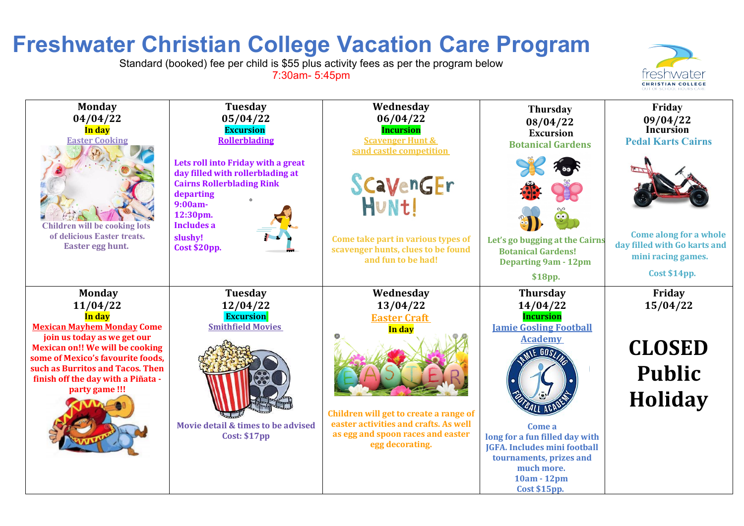# Freshwater Christian College Vacation Care Program

Standard (booked) fee per child is $55 plus activity fees as per the program below

7:30am- 5:45pm

| Monday 04/04/22 | Tuesday 05/04/22 | Wednesday 06/04/22 | Thursday 08/04/22 | Friday 09/04/22 |
|---|---|---|---|---|
| **In day**<br>Easter Cooking<br>Children will be cooking lots of delicious Easter treats. Easter egg hunt. | **Excursion**<br>Rollerblading<br>Lets roll into Friday with a great day filled with rollerblading at Cairns Rollerblading Rink departing 9:00am-12:30pm. Includes a slushy! Cost $20pp. | **Incursion**<br>Scavenger Hunt & sand castle competition<br>Come take part in various types of scavenger hunts, clues to be found and fun to be had! | **Excursion**<br>Botanical Gardens<br>Let's go bugging at the Cairns Botanical Gardens! Departing 9am - 12pm<br>$18pp. | **Incursion**<br>Pedal Karts Cairns<br>Come along for a whole day filled with Go karts and mini racing games.<br>Cost $14pp. |
| **Monday 11/04/22** | **Tuesday 12/04/22** | **Wednesday 13/04/22** | **Thursday 14/04/22** | **Friday 15/04/22** |
| **In day**<br>Mexican Mayhem Monday Come join us today as we get our Mexican on!! We will be cooking some of Mexico's favourite foods, such as Burritos and Tacos. Then finish off the day with a Piñata - party game !!! | **Excursion**<br>Smithfield Movies<br>Movie detail & times to be advised<br>Cost: $17pp | Easter Craft<br>**In day**<br>Children will get to create a range of easter activities and crafts. As well as egg and spoon races and easter egg decorating. | **Incursion**<br>Jamie Gosling Football Academy<br>Come a long for a fun filled day with JGFA. Includes mini football tournaments, prizes and much more.<br>10am - 12pm<br>Cost $15pp. | **CLOSED Public Holiday** |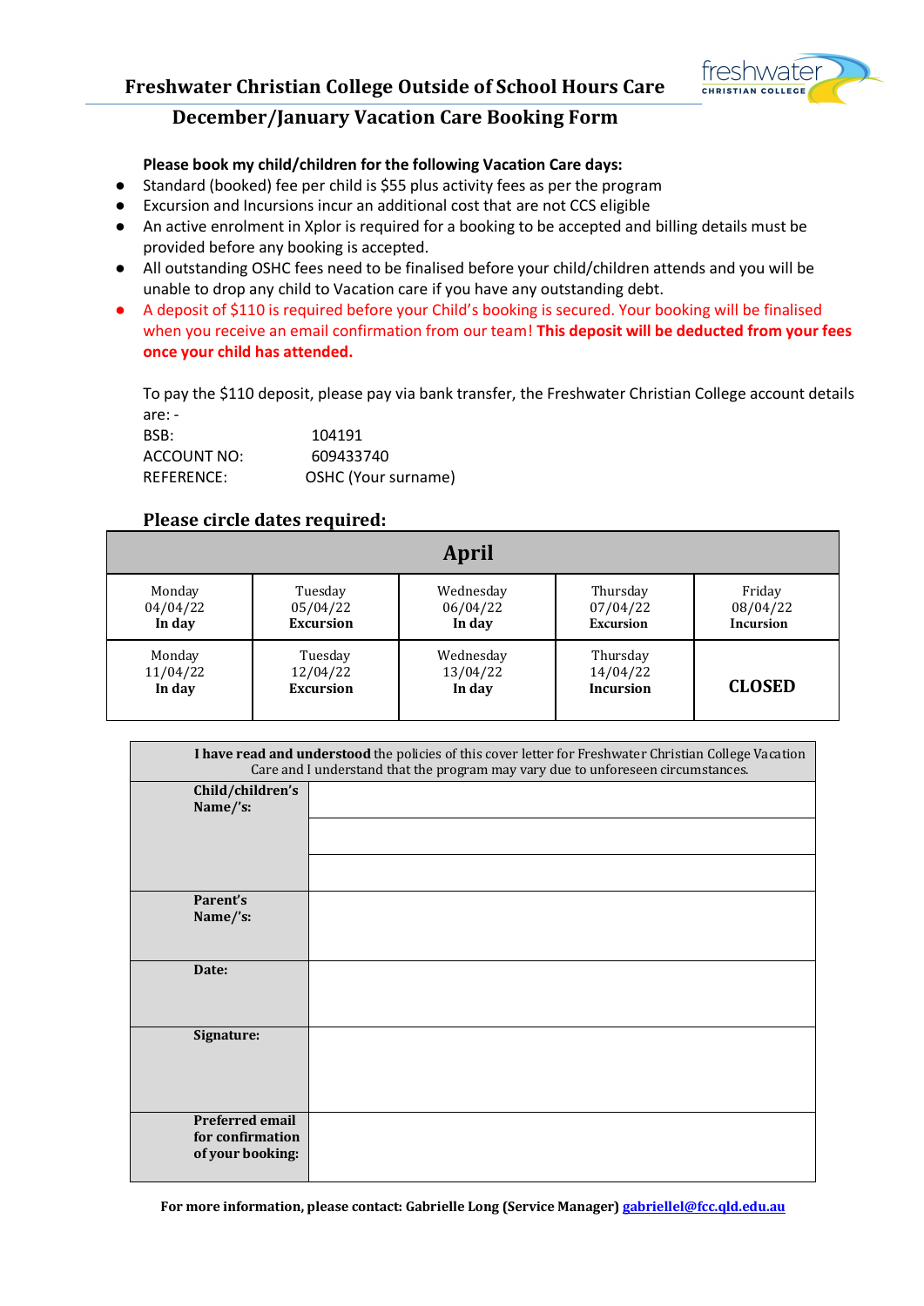# Freshwater Christian College Outside of School Hours Care

## December/January Vacation Care Booking Form

**Please book my child/children for the following Vacation Care days:**

- Standard (booked) fee per child is $55 plus activity fees as per the program
- Excursion and Incursions incur an additional cost that are not CCS eligible
- An active enrolment in Xplor is required for a booking to be accepted and billing details must be provided before any booking is accepted.
- All outstanding OSHC fees need to be finalised before your child/children attends and you will be unable to drop any child to Vacation care if you have any outstanding debt.
- A deposit of $110 is required before your Child's booking is secured. Your booking will be finalised when you receive an email confirmation from our team! **This deposit will be deducted from your fees once your child has attended.**

To pay the $110 deposit, please pay via bank transfer, the Freshwater Christian College account details are: -

BSB: 104191
ACCOUNT NO: 609433740
REFERENCE: OSHC (Your surname)

### Please circle dates required:

| April | | | | |
|---|---|---|---|---|
| Monday 04/04/22 **In day** | Tuesday 05/04/22 **Excursion** | Wednesday 06/04/22 **In day** | Thursday 07/04/22 **Excursion** | Friday 08/04/22 **Incursion** |
| Monday 11/04/22 **In day** | Tuesday 12/04/22 **Excursion** | Wednesday 13/04/22 **In day** | Thursday 14/04/22 **Incursion** | **CLOSED** |

| **I have read and understood** the policies of this cover letter for Freshwater Christian College Vacation Care and I understand that the program may vary due to unforeseen circumstances. | |
|---|---|
| **Child/children's Name/'s:** | |
| | |
| | |
| **Parent's Name/'s:** | |
| **Date:** | |
| **Signature:** | |
| **Preferred email for confirmation of your booking:** | |

**For more information, please contact: Gabrielle Long (Service Manager)** gabriellel@fcc.qld.edu.au